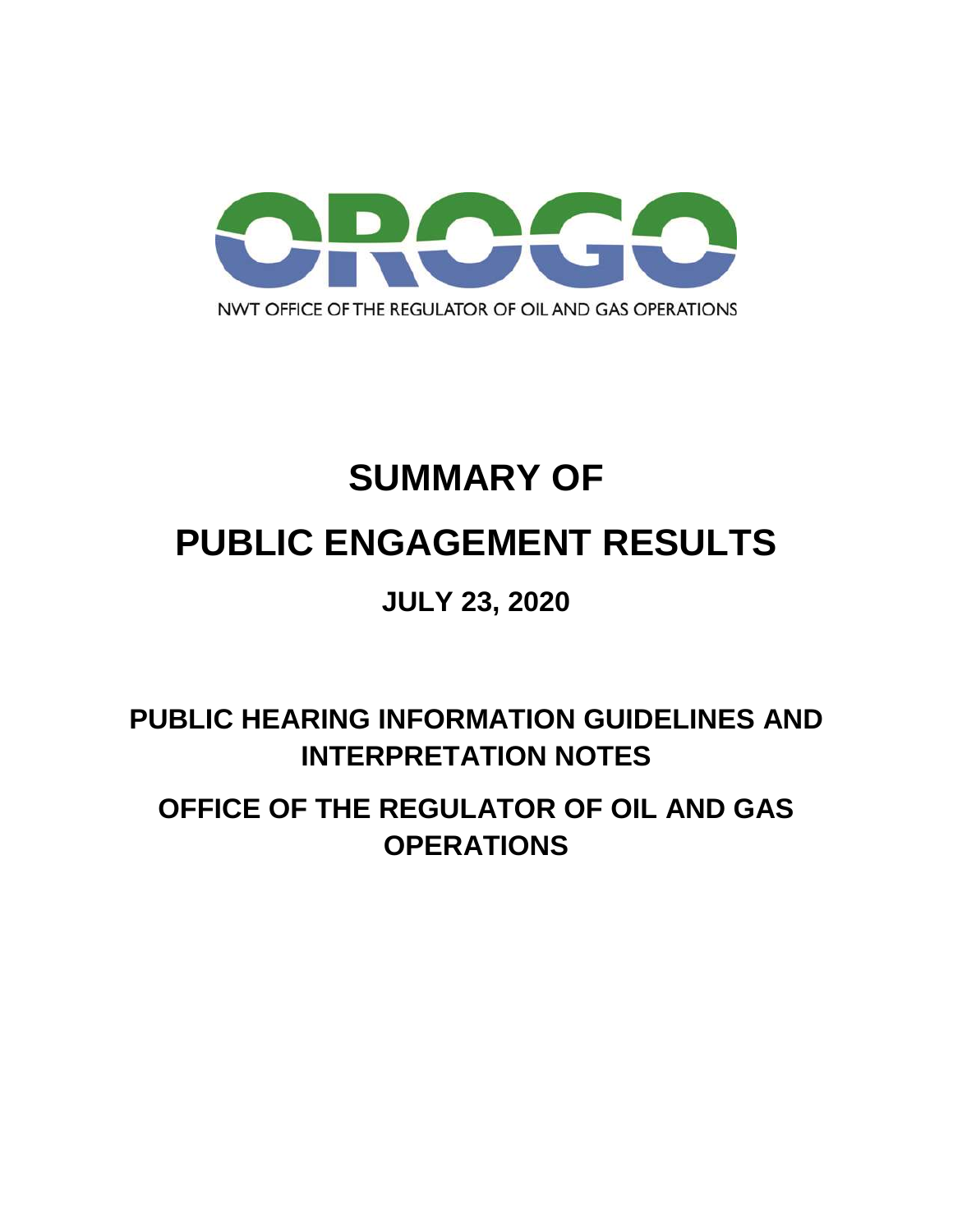OROGO

NWT OFFICE OF THE REGULATOR OF OIL AND GAS OPERATIONS

# SUMMARY OF PUBLIC ENGAGEMENT RESULTS

## JULY 23, 2020

## PUBLIC HEARING INFORMATION GUIDELINES AND INTERPRETATION NOTES

## OFFICE OF THE REGULATOR OF OIL AND GAS OPERATIONS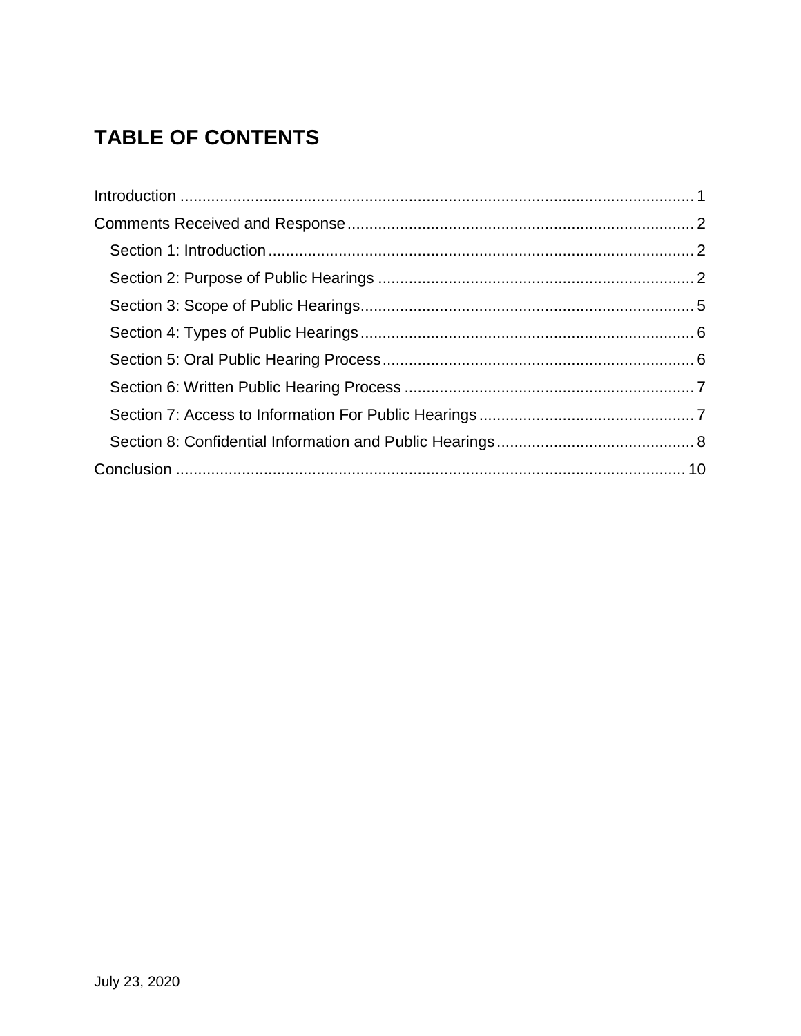# TABLE OF CONTENTS

Introduction ..................................................................................................................... 1

Comments Received and Response .............................................................................. 2

- Section 1: Introduction ................................................................................................ 2
- Section 2: Purpose of Public Hearings ....................................................................... 2
- Section 3: Scope of Public Hearings........................................................................... 5
- Section 4: Types of Public Hearings ........................................................................... 6
- Section 5: Oral Public Hearing Process ...................................................................... 6
- Section 6: Written Public Hearing Process ................................................................. 7
- Section 7: Access to Information For Public Hearings ................................................ 7
- Section 8: Confidential Information and Public Hearings ............................................ 8

Conclusion ................................................................................................................... 10

July 23, 2020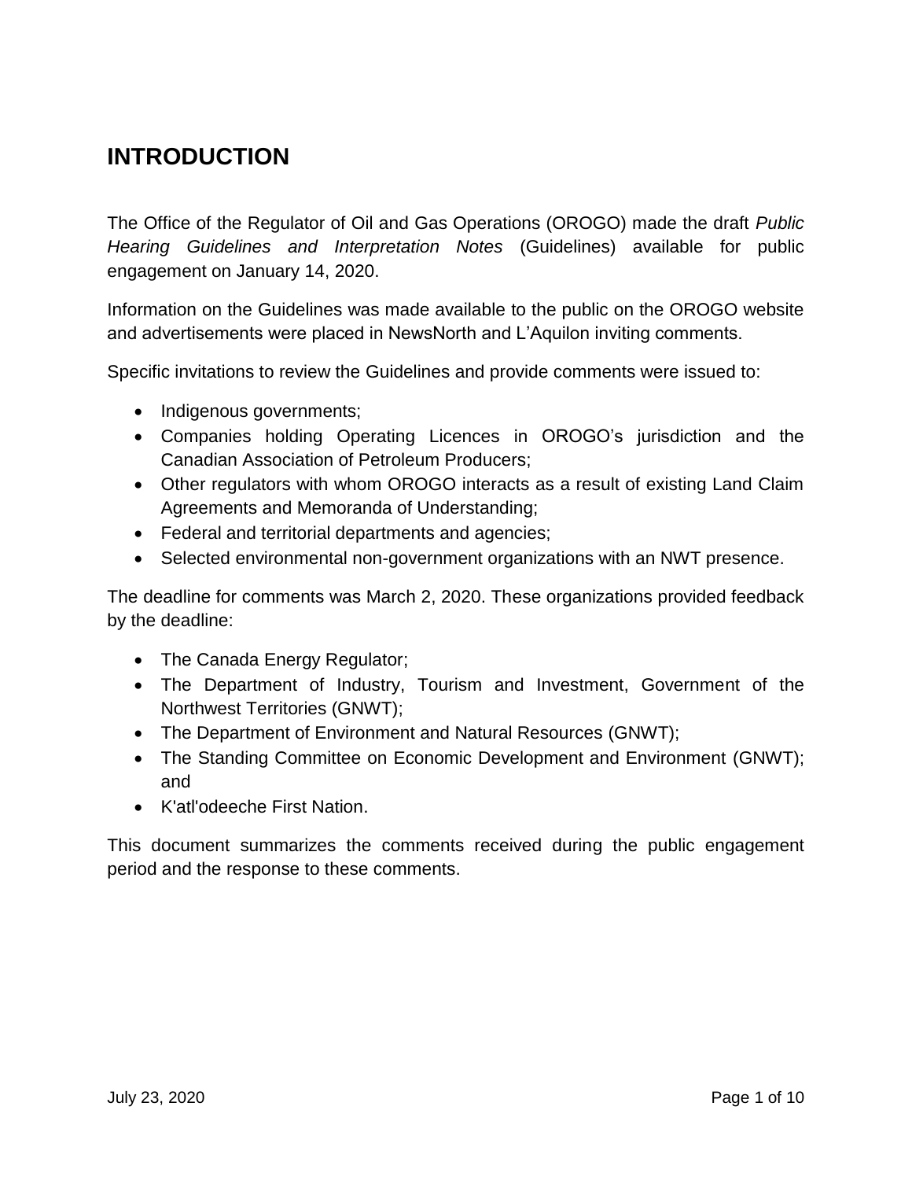# INTRODUCTION

The Office of the Regulator of Oil and Gas Operations (OROGO) made the draft *Public Hearing Guidelines and Interpretation Notes* (Guidelines) available for public engagement on January 14, 2020.

Information on the Guidelines was made available to the public on the OROGO website and advertisements were placed in NewsNorth and L'Aquilon inviting comments.

Specific invitations to review the Guidelines and provide comments were issued to:

- Indigenous governments;
- Companies holding Operating Licences in OROGO's jurisdiction and the Canadian Association of Petroleum Producers;
- Other regulators with whom OROGO interacts as a result of existing Land Claim Agreements and Memoranda of Understanding;
- Federal and territorial departments and agencies;
- Selected environmental non-government organizations with an NWT presence.

The deadline for comments was March 2, 2020. These organizations provided feedback by the deadline:

- The Canada Energy Regulator;
- The Department of Industry, Tourism and Investment, Government of the Northwest Territories (GNWT);
- The Department of Environment and Natural Resources (GNWT);
- The Standing Committee on Economic Development and Environment (GNWT); and
- K'atl'odeeche First Nation.

This document summarizes the comments received during the public engagement period and the response to these comments.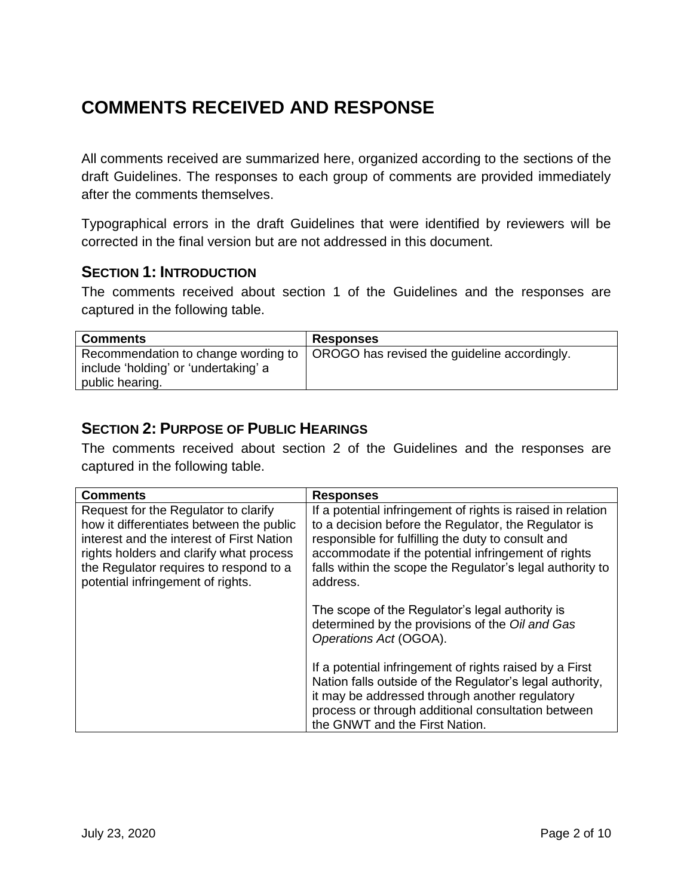# COMMENTS RECEIVED AND RESPONSE

All comments received are summarized here, organized according to the sections of the draft Guidelines. The responses to each group of comments are provided immediately after the comments themselves.

Typographical errors in the draft Guidelines that were identified by reviewers will be corrected in the final version but are not addressed in this document.

## SECTION 1: INTRODUCTION

The comments received about section 1 of the Guidelines and the responses are captured in the following table.

| Comments | Responses |
|---|---|
| Recommendation to change wording to include 'holding' or 'undertaking' a public hearing. | OROGO has revised the guideline accordingly. |

## SECTION 2: PURPOSE OF PUBLIC HEARINGS

The comments received about section 2 of the Guidelines and the responses are captured in the following table.

| Comments | Responses |
|---|---|
| Request for the Regulator to clarify how it differentiates between the public interest and the interest of First Nation rights holders and clarify what process the Regulator requires to respond to a potential infringement of rights. | If a potential infringement of rights is raised in relation to a decision before the Regulator, the Regulator is responsible for fulfilling the duty to consult and accommodate if the potential infringement of rights falls within the scope the Regulator's legal authority to address.<br><br>The scope of the Regulator's legal authority is determined by the provisions of the *Oil and Gas Operations Act* (OGOA).<br><br>If a potential infringement of rights raised by a First Nation falls outside of the Regulator's legal authority, it may be addressed through another regulatory process or through additional consultation between the GNWT and the First Nation. |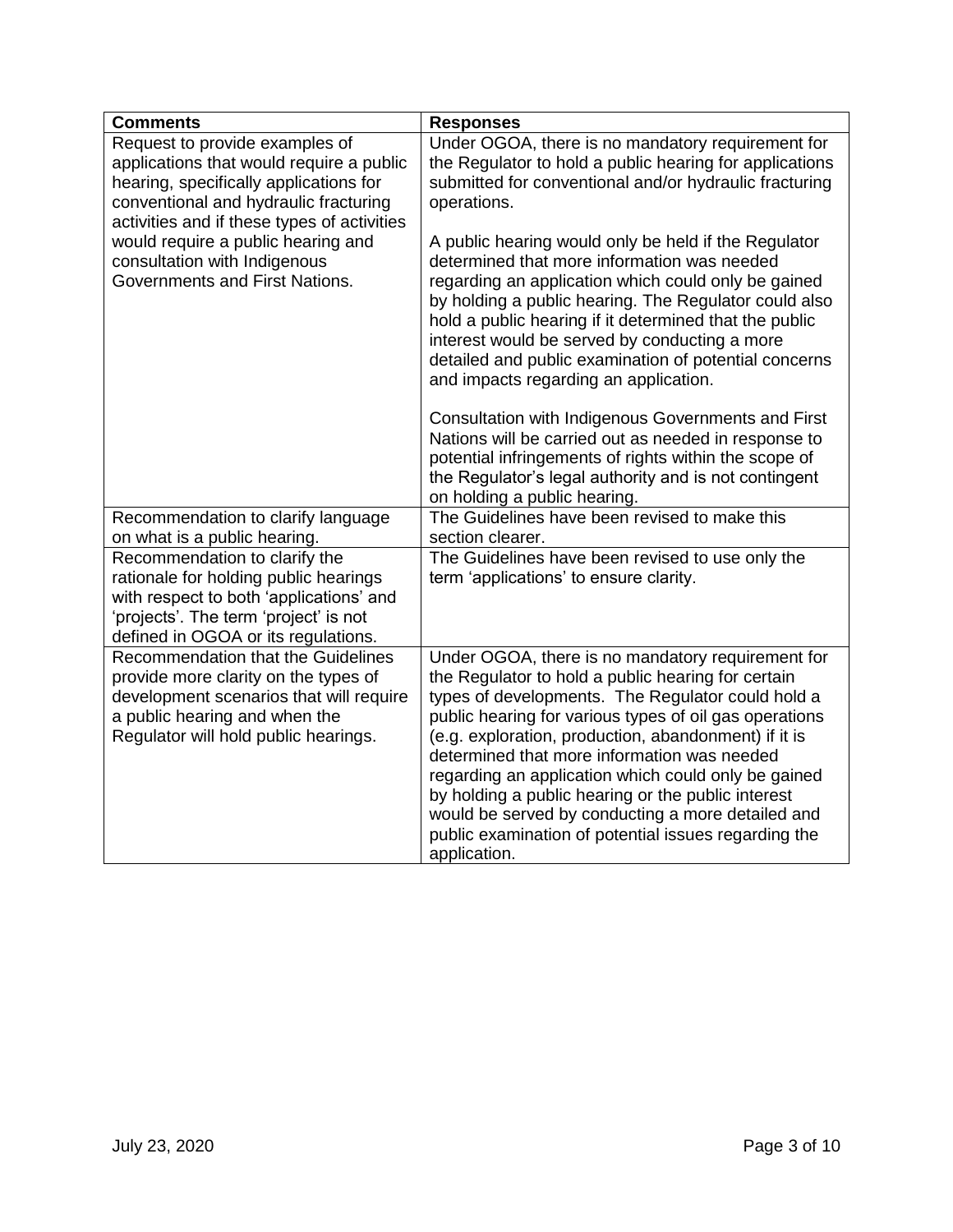| Comments | Responses |
| --- | --- |
| Request to provide examples of applications that would require a public hearing, specifically applications for conventional and hydraulic fracturing activities and if these types of activities would require a public hearing and consultation with Indigenous Governments and First Nations. | Under OGOA, there is no mandatory requirement for the Regulator to hold a public hearing for applications submitted for conventional and/or hydraulic fracturing operations.<br><br>A public hearing would only be held if the Regulator determined that more information was needed regarding an application which could only be gained by holding a public hearing. The Regulator could also hold a public hearing if it determined that the public interest would be served by conducting a more detailed and public examination of potential concerns and impacts regarding an application.<br><br>Consultation with Indigenous Governments and First Nations will be carried out as needed in response to potential infringements of rights within the scope of the Regulator's legal authority and is not contingent on holding a public hearing. |
| Recommendation to clarify language on what is a public hearing. | The Guidelines have been revised to make this section clearer. |
| Recommendation to clarify the rationale for holding public hearings with respect to both 'applications' and 'projects'. The term 'project' is not defined in OGOA or its regulations. | The Guidelines have been revised to use only the term 'applications' to ensure clarity. |
| Recommendation that the Guidelines provide more clarity on the types of development scenarios that will require a public hearing and when the Regulator will hold public hearings. | Under OGOA, there is no mandatory requirement for the Regulator to hold a public hearing for certain types of developments. The Regulator could hold a public hearing for various types of oil gas operations (e.g. exploration, production, abandonment) if it is determined that more information was needed regarding an application which could only be gained by holding a public hearing or the public interest would be served by conducting a more detailed and public examination of potential issues regarding the application. |

July 23, 2020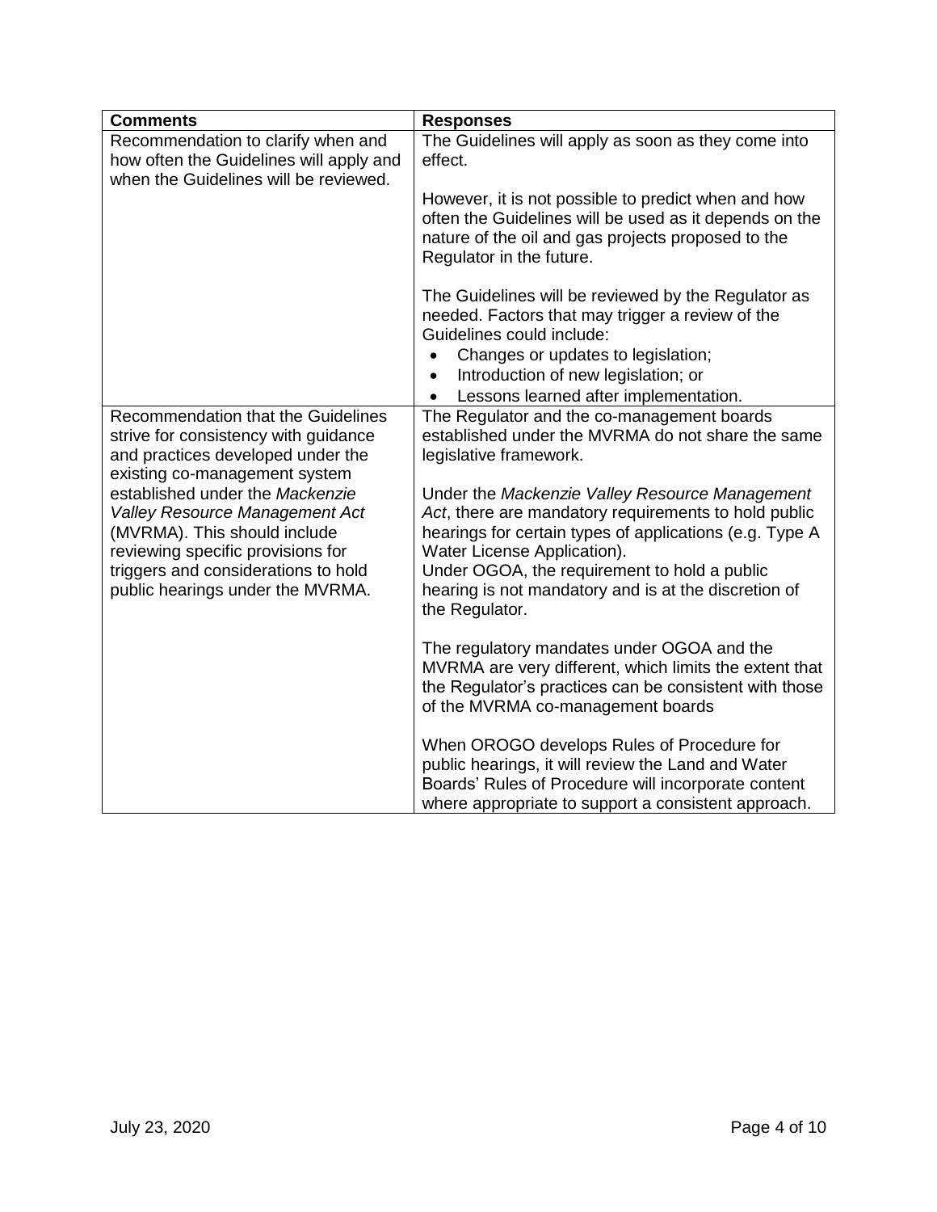| Comments | Responses |
|---|---|
| Recommendation to clarify when and how often the Guidelines will apply and when the Guidelines will be reviewed. | The Guidelines will apply as soon as they come into effect.<br><br>However, it is not possible to predict when and how often the Guidelines will be used as it depends on the nature of the oil and gas projects proposed to the Regulator in the future.<br><br>The Guidelines will be reviewed by the Regulator as needed. Factors that may trigger a review of the Guidelines could include:<br>• Changes or updates to legislation;<br>• Introduction of new legislation; or<br>• Lessons learned after implementation. |
| Recommendation that the Guidelines strive for consistency with guidance and practices developed under the existing co-management system established under the *Mackenzie Valley Resource Management Act* (MVRMA). This should include reviewing specific provisions for triggers and considerations to hold public hearings under the MVRMA. | The Regulator and the co-management boards established under the MVRMA do not share the same legislative framework.<br><br>Under the *Mackenzie Valley Resource Management Act*, there are mandatory requirements to hold public hearings for certain types of applications (e.g. Type A Water License Application).<br>Under OGOA, the requirement to hold a public hearing is not mandatory and is at the discretion of the Regulator.<br><br>The regulatory mandates under OGOA and the MVRMA are very different, which limits the extent that the Regulator's practices can be consistent with those of the MVRMA co-management boards<br><br>When OROGO develops Rules of Procedure for public hearings, it will review the Land and Water Boards' Rules of Procedure will incorporate content where appropriate to support a consistent approach. |

July 23, 2020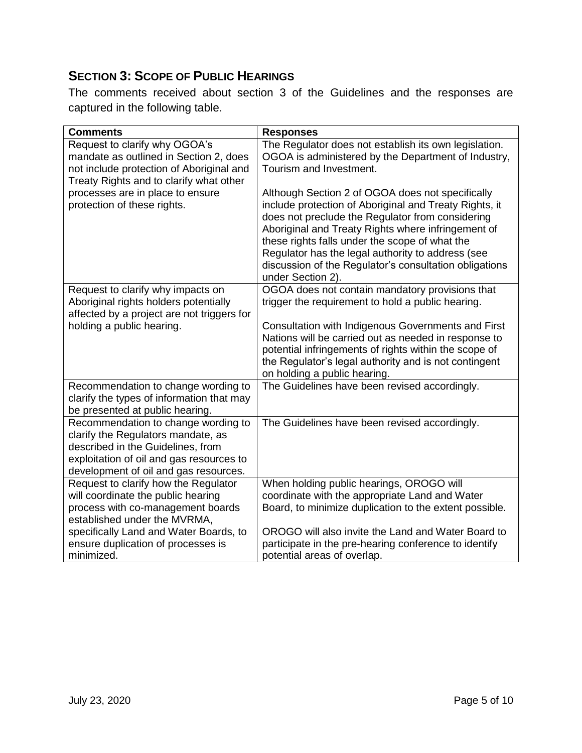## SECTION 3: SCOPE OF PUBLIC HEARINGS

The comments received about section 3 of the Guidelines and the responses are captured in the following table.

| Comments | Responses |
| --- | --- |
| Request to clarify why OGOA's mandate as outlined in Section 2, does not include protection of Aboriginal and Treaty Rights and to clarify what other processes are in place to ensure protection of these rights. | The Regulator does not establish its own legislation. OGOA is administered by the Department of Industry, Tourism and Investment.<br><br>Although Section 2 of OGOA does not specifically include protection of Aboriginal and Treaty Rights, it does not preclude the Regulator from considering Aboriginal and Treaty Rights where infringement of these rights falls under the scope of what the Regulator has the legal authority to address (see discussion of the Regulator's consultation obligations under Section 2). |
| Request to clarify why impacts on Aboriginal rights holders potentially affected by a project are not triggers for holding a public hearing. | OGOA does not contain mandatory provisions that trigger the requirement to hold a public hearing.<br><br>Consultation with Indigenous Governments and First Nations will be carried out as needed in response to potential infringements of rights within the scope of the Regulator's legal authority and is not contingent on holding a public hearing. |
| Recommendation to change wording to clarify the types of information that may be presented at public hearing. | The Guidelines have been revised accordingly. |
| Recommendation to change wording to clarify the Regulators mandate, as described in the Guidelines, from exploitation of oil and gas resources to development of oil and gas resources. | The Guidelines have been revised accordingly. |
| Request to clarify how the Regulator will coordinate the public hearing process with co-management boards established under the MVRMA, specifically Land and Water Boards, to ensure duplication of processes is minimized. | When holding public hearings, OROGO will coordinate with the appropriate Land and Water Board, to minimize duplication to the extent possible.<br><br>OROGO will also invite the Land and Water Board to participate in the pre-hearing conference to identify potential areas of overlap. |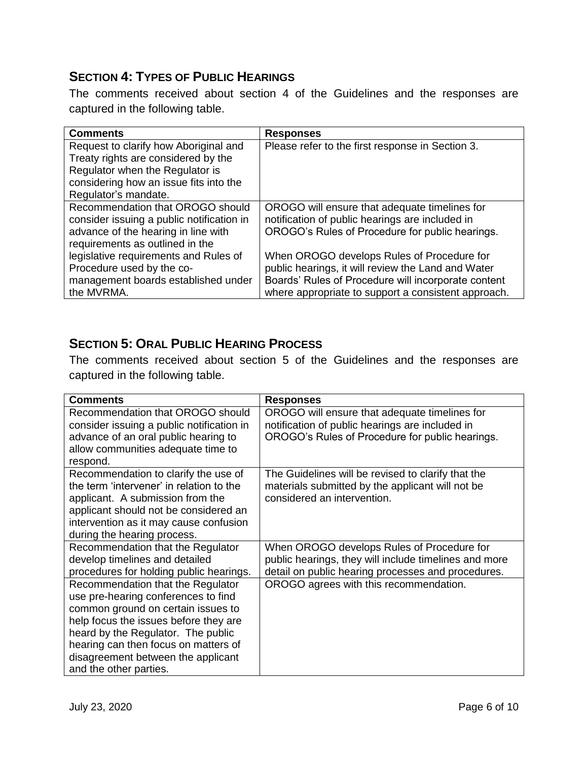## SECTION 4: TYPES OF PUBLIC HEARINGS

The comments received about section 4 of the Guidelines and the responses are captured in the following table.

| Comments | Responses |
|---|---|
| Request to clarify how Aboriginal and Treaty rights are considered by the Regulator when the Regulator is considering how an issue fits into the Regulator's mandate. | Please refer to the first response in Section 3. |
| Recommendation that OROGO should consider issuing a public notification in advance of the hearing in line with requirements as outlined in the legislative requirements and Rules of Procedure used by the co-management boards established under the MVRMA. | OROGO will ensure that adequate timelines for notification of public hearings are included in OROGO's Rules of Procedure for public hearings.<br><br>When OROGO develops Rules of Procedure for public hearings, it will review the Land and Water Boards' Rules of Procedure will incorporate content where appropriate to support a consistent approach. |

## SECTION 5: ORAL PUBLIC HEARING PROCESS

The comments received about section 5 of the Guidelines and the responses are captured in the following table.

| Comments | Responses |
|---|---|
| Recommendation that OROGO should consider issuing a public notification in advance of an oral public hearing to allow communities adequate time to respond. | OROGO will ensure that adequate timelines for notification of public hearings are included in OROGO's Rules of Procedure for public hearings. |
| Recommendation to clarify the use of the term 'intervener' in relation to the applicant. A submission from the applicant should not be considered an intervention as it may cause confusion during the hearing process. | The Guidelines will be revised to clarify that the materials submitted by the applicant will not be considered an intervention. |
| Recommendation that the Regulator develop timelines and detailed procedures for holding public hearings. | When OROGO develops Rules of Procedure for public hearings, they will include timelines and more detail on public hearing processes and procedures. |
| Recommendation that the Regulator use pre-hearing conferences to find common ground on certain issues to help focus the issues before they are heard by the Regulator. The public hearing can then focus on matters of disagreement between the applicant and the other parties. | OROGO agrees with this recommendation. |

July 23, 2020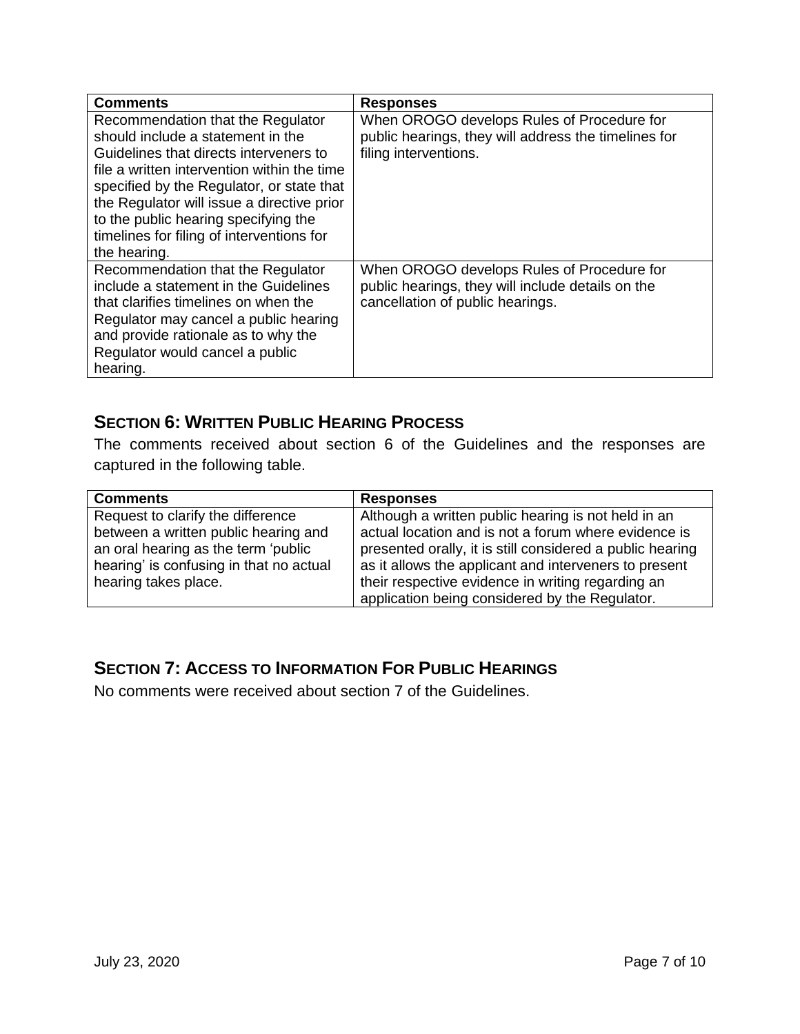| Comments | Responses |
| --- | --- |
| Recommendation that the Regulator should include a statement in the Guidelines that directs interveners to file a written intervention within the time specified by the Regulator, or state that the Regulator will issue a directive prior to the public hearing specifying the timelines for filing of interventions for the hearing. | When OROGO develops Rules of Procedure for public hearings, they will address the timelines for filing interventions. |
| Recommendation that the Regulator include a statement in the Guidelines that clarifies timelines on when the Regulator may cancel a public hearing and provide rationale as to why the Regulator would cancel a public hearing. | When OROGO develops Rules of Procedure for public hearings, they will include details on the cancellation of public hearings. |

## SECTION 6: WRITTEN PUBLIC HEARING PROCESS

The comments received about section 6 of the Guidelines and the responses are captured in the following table.

| Comments | Responses |
| --- | --- |
| Request to clarify the difference between a written public hearing and an oral hearing as the term 'public hearing' is confusing in that no actual hearing takes place. | Although a written public hearing is not held in an actual location and is not a forum where evidence is presented orally, it is still considered a public hearing as it allows the applicant and interveners to present their respective evidence in writing regarding an application being considered by the Regulator. |

## SECTION 7: ACCESS TO INFORMATION FOR PUBLIC HEARINGS

No comments were received about section 7 of the Guidelines.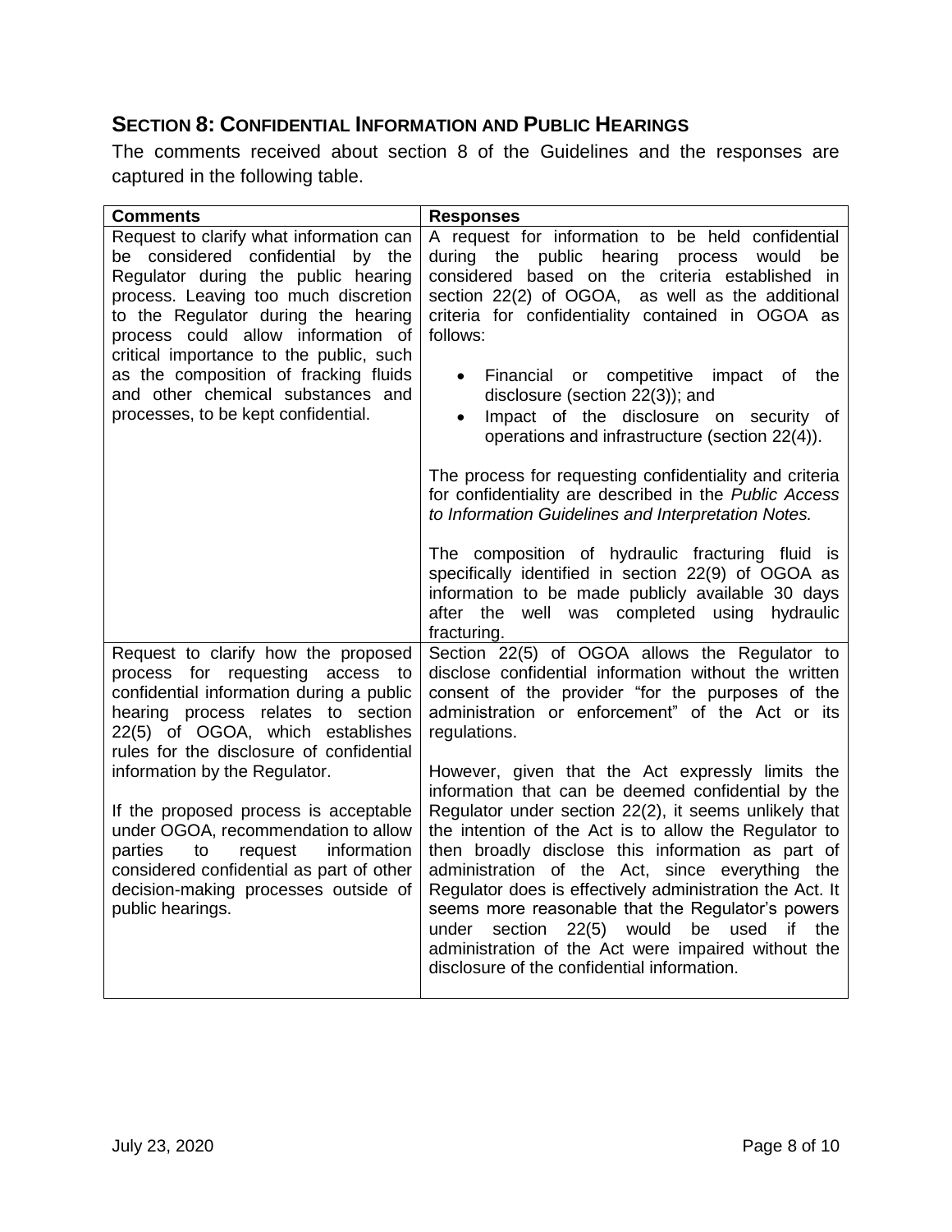## SECTION 8: CONFIDENTIAL INFORMATION AND PUBLIC HEARINGS

The comments received about section 8 of the Guidelines and the responses are captured in the following table.

| Comments | Responses |
|---|---|
| Request to clarify what information can be considered confidential by the Regulator during the public hearing process. Leaving too much discretion to the Regulator during the hearing process could allow information of critical importance to the public, such as the composition of fracking fluids and other chemical substances and processes, to be kept confidential. | A request for information to be held confidential during the public hearing process would be considered based on the criteria established in section 22(2) of OGOA, as well as the additional criteria for confidentiality contained in OGOA as follows:<br><br>• Financial or competitive impact of the disclosure (section 22(3)); and<br>• Impact of the disclosure on security of operations and infrastructure (section 22(4)).<br><br>The process for requesting confidentiality and criteria for confidentiality are described in the *Public Access to Information Guidelines and Interpretation Notes.*<br><br>The composition of hydraulic fracturing fluid is specifically identified in section 22(9) of OGOA as information to be made publicly available 30 days after the well was completed using hydraulic fracturing. |
| Request to clarify how the proposed process for requesting access to confidential information during a public hearing process relates to section 22(5) of OGOA, which establishes rules for the disclosure of confidential information by the Regulator.<br><br>If the proposed process is acceptable under OGOA, recommendation to allow parties to request information considered confidential as part of other decision-making processes outside of public hearings. | Section 22(5) of OGOA allows the Regulator to disclose confidential information without the written consent of the provider "for the purposes of the administration or enforcement" of the Act or its regulations.<br><br>However, given that the Act expressly limits the information that can be deemed confidential by the Regulator under section 22(2), it seems unlikely that the intention of the Act is to allow the Regulator to then broadly disclose this information as part of administration of the Act, since everything the Regulator does is effectively administration the Act. It seems more reasonable that the Regulator's powers under section 22(5) would be used if the administration of the Act were impaired without the disclosure of the confidential information. |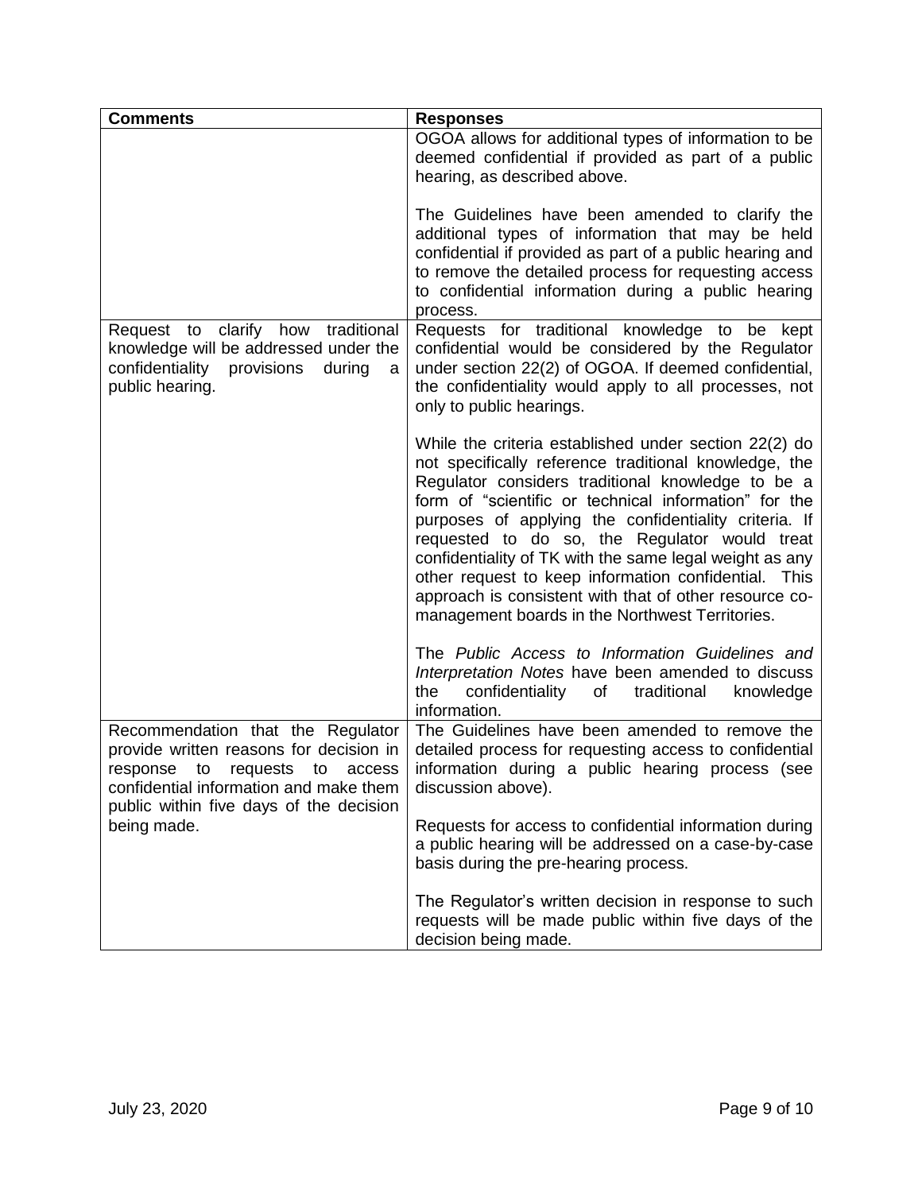| Comments | Responses |
|---|---|
| | OGOA allows for additional types of information to be deemed confidential if provided as part of a public hearing, as described above.<br><br>The Guidelines have been amended to clarify the additional types of information that may be held confidential if provided as part of a public hearing and to remove the detailed process for requesting access to confidential information during a public hearing process. |
| Request to clarify how traditional knowledge will be addressed under the confidentiality provisions during a public hearing. | Requests for traditional knowledge to be kept confidential would be considered by the Regulator under section 22(2) of OGOA. If deemed confidential, the confidentiality would apply to all processes, not only to public hearings.<br><br>While the criteria established under section 22(2) do not specifically reference traditional knowledge, the Regulator considers traditional knowledge to be a form of "scientific or technical information" for the purposes of applying the confidentiality criteria. If requested to do so, the Regulator would treat confidentiality of TK with the same legal weight as any other request to keep information confidential. This approach is consistent with that of other resource co-management boards in the Northwest Territories.<br><br>The *Public Access to Information Guidelines and Interpretation Notes* have been amended to discuss the confidentiality of traditional knowledge information. |
| Recommendation that the Regulator provide written reasons for decision in response to requests to access confidential information and make them public within five days of the decision being made. | The Guidelines have been amended to remove the detailed process for requesting access to confidential information during a public hearing process (see discussion above).<br><br>Requests for access to confidential information during a public hearing will be addressed on a case-by-case basis during the pre-hearing process.<br><br>The Regulator's written decision in response to such requests will be made public within five days of the decision being made. |

July 23, 2020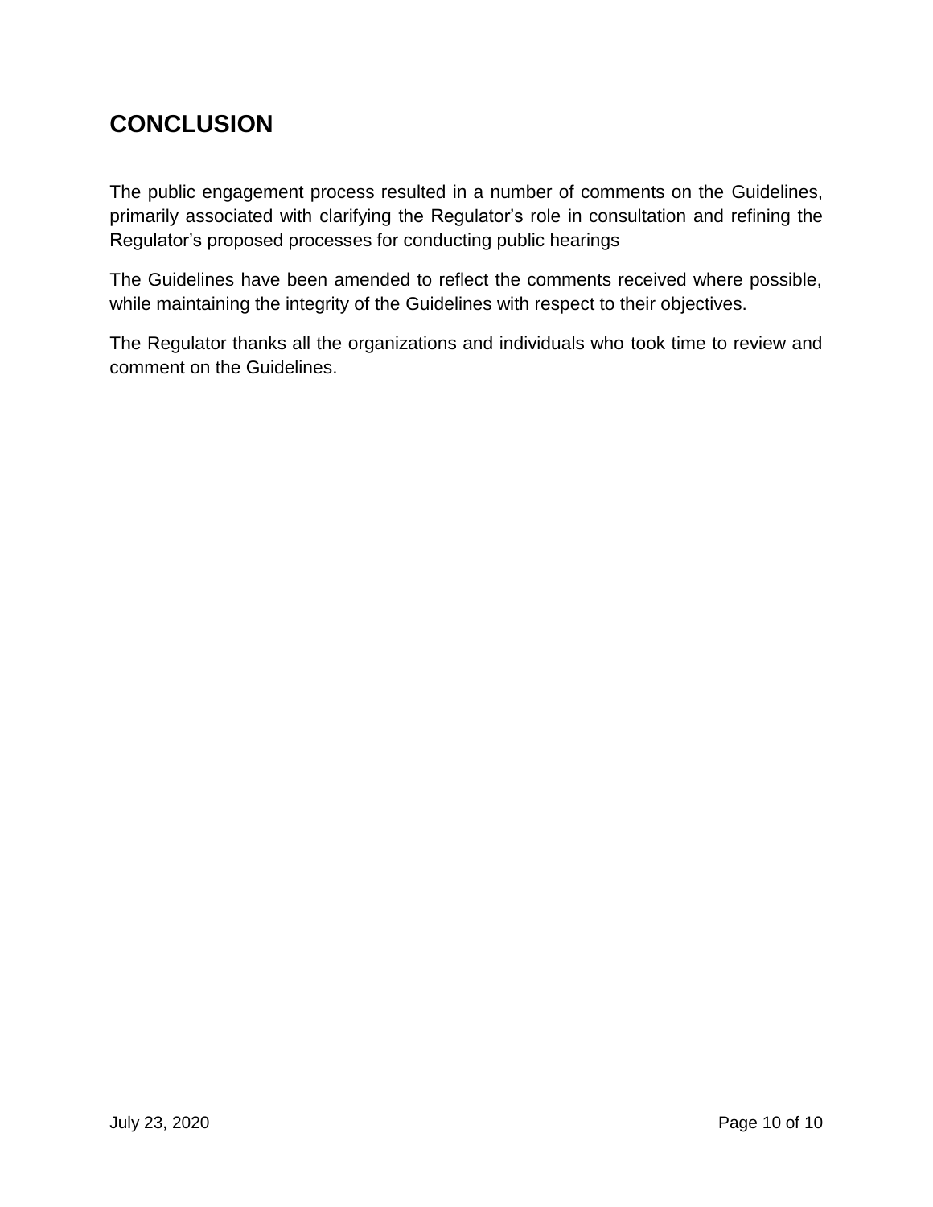# CONCLUSION

The public engagement process resulted in a number of comments on the Guidelines, primarily associated with clarifying the Regulator's role in consultation and refining the Regulator's proposed processes for conducting public hearings

The Guidelines have been amended to reflect the comments received where possible, while maintaining the integrity of the Guidelines with respect to their objectives.

The Regulator thanks all the organizations and individuals who took time to review and comment on the Guidelines.